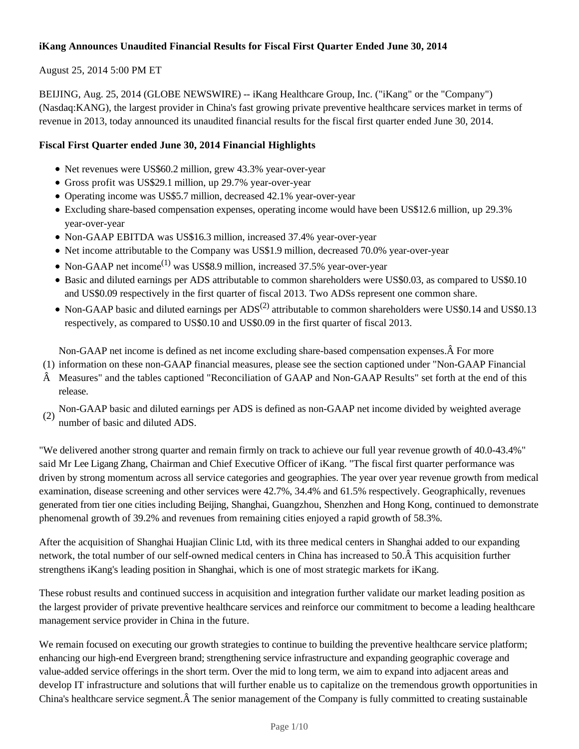**iKang Announces Unaudited Financial Results for Fiscal First Quarter Ended June 30, 2014**

August 25, 2014 5:00 PM ET

BEIJING, Aug. 25, 2014 (GLOBE NEWSWIRE) -- iKang Healthcare Group, Inc. ("iKang" or the "Company") (Nasdaq:KANG), the largest provider in China's fast growing private preventive healthcare services market in terms of revenue in 2013, today announced its unaudited financial results for the fiscal first quarter ended June 30, 2014.

**Fiscal First Quarter ended June 30, 2014 Financial Highlights**

- Net revenues were US$60.2 million, grew 43.3% year-over-year
- Gross profit was US$29.1 million, up 29.7% year-over-year
- Operating income was US$5.7 million, decreased 42.1% year-over-year
- Excluding share-based compensation expenses, operating income would have been US$12.6 million, up 29.3% year-over-year
- Non-GAAP EBITDA was US$16.3 million, increased 37.4% year-over-year
- Net income attributable to the Company was US$1.9 million, decreased 70.0% year-over-year
- Non-GAAP net income[(1)] was US$8.9 million, increased 37.5% year-over-year
- Basic and diluted earnings per ADS attributable to common shareholders were US$0.03, as compared to US$0.10 and US$0.09 respectively in the first quarter of fiscal 2013. Two ADSs represent one common share.
- Non-GAAP basic and diluted earnings per ADS[(2)] attributable to common shareholders were US$0.14 and US$0.13 respectively, as compared to US$0.10 and US$0.09 in the first quarter of fiscal 2013.

(1) Non-GAAP net income is defined as net income excluding share-based compensation expenses. For more information on these non-GAAP financial measures, please see the section captioned under "Non-GAAP Financial Measures" and the tables captioned "Reconciliation of GAAP and Non-GAAP Results" set forth at the end of this release.

(2) Non-GAAP basic and diluted earnings per ADS is defined as non-GAAP net income divided by weighted average number of basic and diluted ADS.

"We delivered another strong quarter and remain firmly on track to achieve our full year revenue growth of 40.0-43.4%" said Mr Lee Ligang Zhang, Chairman and Chief Executive Officer of iKang. "The fiscal first quarter performance was driven by strong momentum across all service categories and geographies. The year over year revenue growth from medical examination, disease screening and other services were 42.7%, 34.4% and 61.5% respectively. Geographically, revenues generated from tier one cities including Beijing, Shanghai, Guangzhou, Shenzhen and Hong Kong, continued to demonstrate phenomenal growth of 39.2% and revenues from remaining cities enjoyed a rapid growth of 58.3%.

After the acquisition of Shanghai Huajian Clinic Ltd, with its three medical centers in Shanghai added to our expanding network, the total number of our self-owned medical centers in China has increased to 50. This acquisition further strengthens iKang's leading position in Shanghai, which is one of most strategic markets for iKang.

These robust results and continued success in acquisition and integration further validate our market leading position as the largest provider of private preventive healthcare services and reinforce our commitment to become a leading healthcare management service provider in China in the future.

We remain focused on executing our growth strategies to continue to building the preventive healthcare service platform; enhancing our high-end Evergreen brand; strengthening service infrastructure and expanding geographic coverage and value-added service offerings in the short term. Over the mid to long term, we aim to expand into adjacent areas and develop IT infrastructure and solutions that will further enable us to capitalize on the tremendous growth opportunities in China's healthcare service segment. The senior management of the Company is fully committed to creating sustainable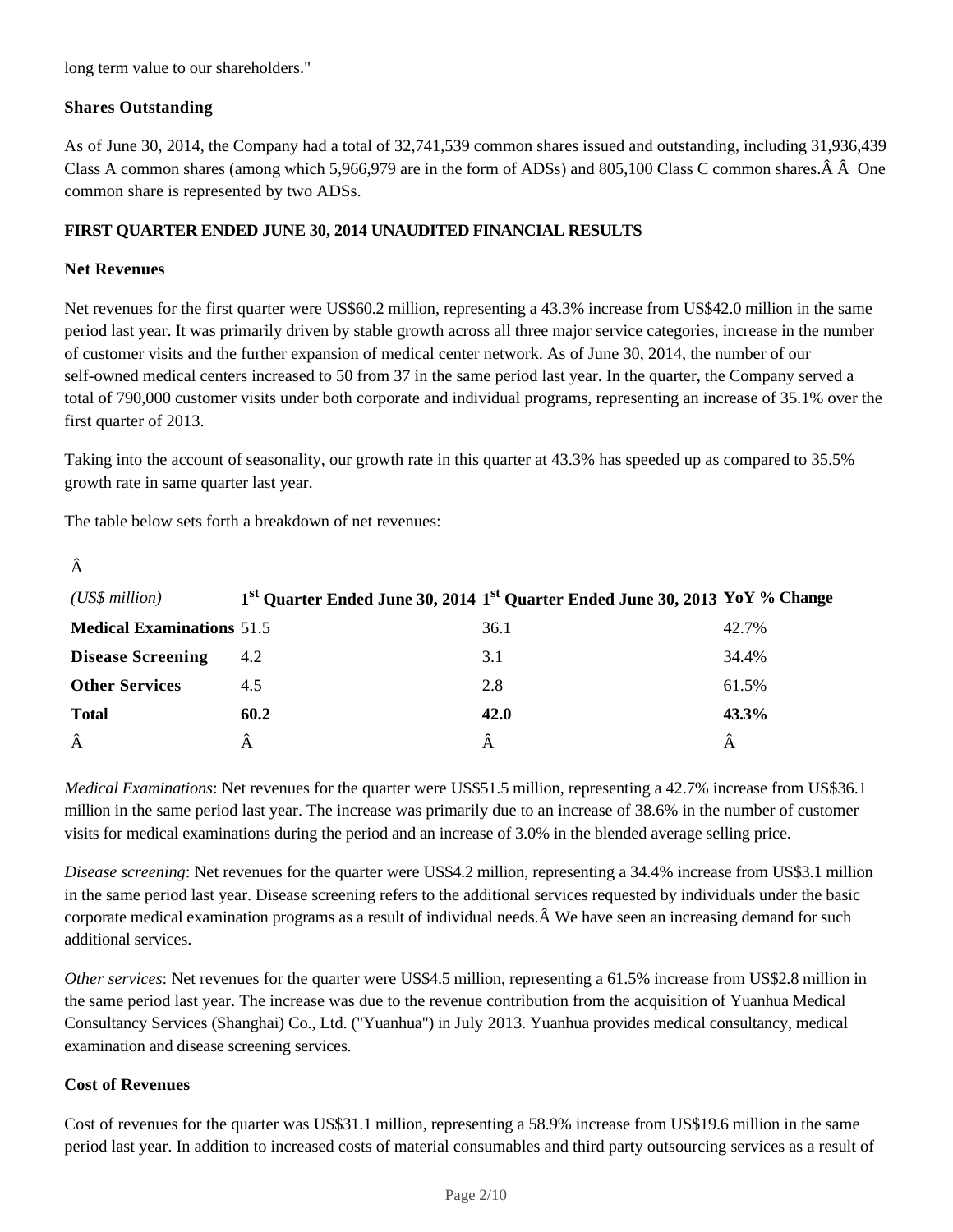long term value to our shareholders."

**Shares Outstanding**

As of June 30, 2014, the Company had a total of 32,741,539 common shares issued and outstanding, including 31,936,439 Class A common shares (among which 5,966,979 are in the form of ADSs) and 805,100 Class C common shares.Â Â One common share is represented by two ADSs.

**FIRST QUARTER ENDED JUNE 30, 2014 UNAUDITED FINANCIAL RESULTS**

**Net Revenues**

Net revenues for the first quarter were US$60.2 million, representing a 43.3% increase from US$42.0 million in the same period last year. It was primarily driven by stable growth across all three major service categories, increase in the number of customer visits and the further expansion of medical center network. As of June 30, 2014, the number of our self-owned medical centers increased to 50 from 37 in the same period last year. In the quarter, the Company served a total of 790,000 customer visits under both corporate and individual programs, representing an increase of 35.1% over the first quarter of 2013.

Taking into the account of seasonality, our growth rate in this quarter at 43.3% has speeded up as compared to 35.5% growth rate in same quarter last year.

The table below sets forth a breakdown of net revenues:

Â

| *(US$ million)* | **1st Quarter Ended June 30, 2014** | **1st Quarter Ended June 30, 2013** | **YoY % Change** |
|---|---|---|---|
| **Medical Examinations** | 51.5 | 36.1 | 42.7% |
| **Disease Screening** | 4.2 | 3.1 | 34.4% |
| **Other Services** | 4.5 | 2.8 | 61.5% |
| **Total** | **60.2** | **42.0** | **43.3%** |
| Â | Â | Â | Â |

*Medical Examinations*: Net revenues for the quarter were US$51.5 million, representing a 42.7% increase from US$36.1 million in the same period last year. The increase was primarily due to an increase of 38.6% in the number of customer visits for medical examinations during the period and an increase of 3.0% in the blended average selling price.

*Disease screening*: Net revenues for the quarter were US$4.2 million, representing a 34.4% increase from US$3.1 million in the same period last year. Disease screening refers to the additional services requested by individuals under the basic corporate medical examination programs as a result of individual needs.Â We have seen an increasing demand for such additional services.

*Other services*: Net revenues for the quarter were US$4.5 million, representing a 61.5% increase from US$2.8 million in the same period last year. The increase was due to the revenue contribution from the acquisition of Yuanhua Medical Consultancy Services (Shanghai) Co., Ltd. ("Yuanhua") in July 2013. Yuanhua provides medical consultancy, medical examination and disease screening services.

**Cost of Revenues**

Cost of revenues for the quarter was US$31.1 million, representing a 58.9% increase from US$19.6 million in the same period last year. In addition to increased costs of material consumables and third party outsourcing services as a result of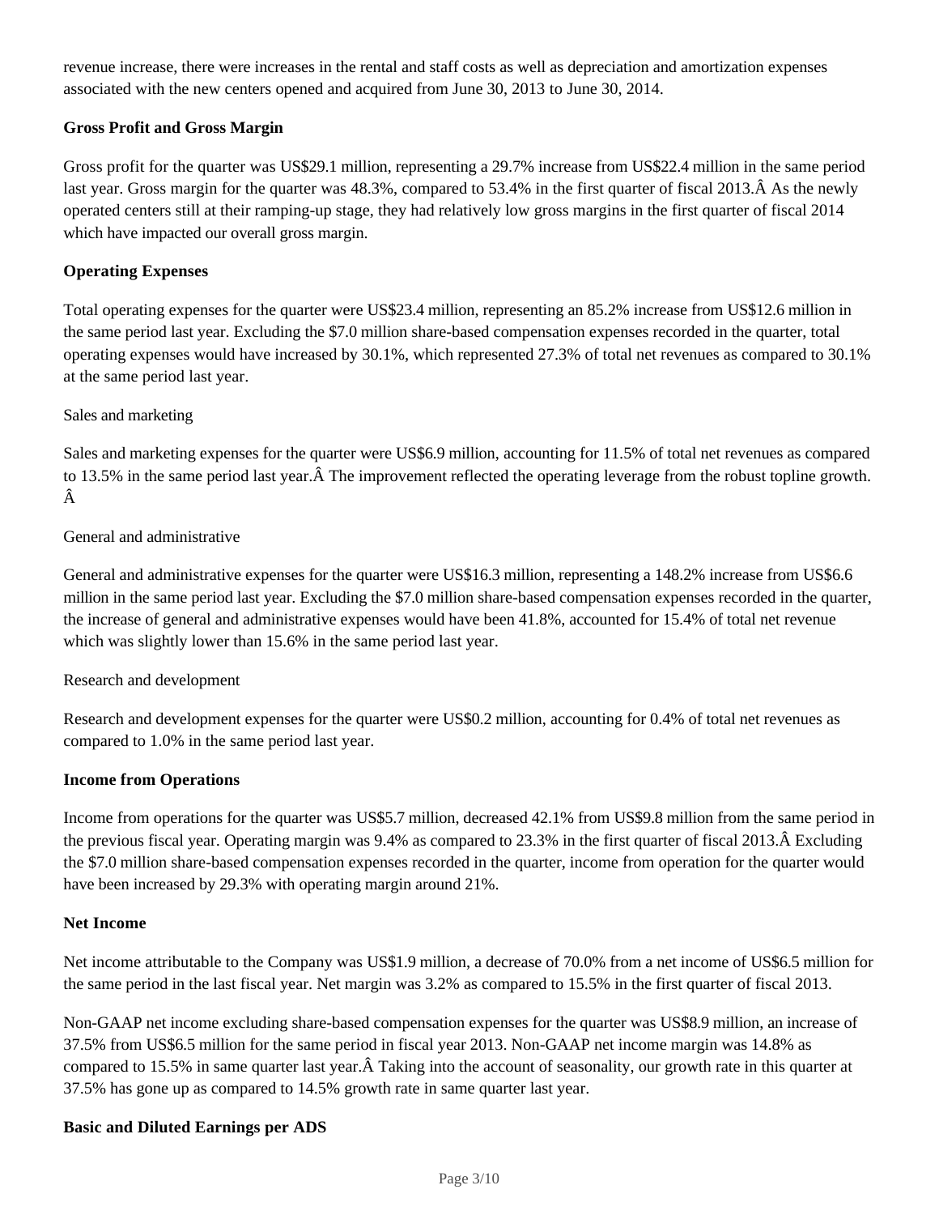revenue increase, there were increases in the rental and staff costs as well as depreciation and amortization expenses associated with the new centers opened and acquired from June 30, 2013 to June 30, 2014.

**Gross Profit and Gross Margin**

Gross profit for the quarter was US$29.1 million, representing a 29.7% increase from US$22.4 million in the same period last year. Gross margin for the quarter was 48.3%, compared to 53.4% in the first quarter of fiscal 2013.Â As the newly operated centers still at their ramping-up stage, they had relatively low gross margins in the first quarter of fiscal 2014 which have impacted our overall gross margin.

**Operating Expenses**

Total operating expenses for the quarter were US$23.4 million, representing an 85.2% increase from US$12.6 million in the same period last year. Excluding the $7.0 million share-based compensation expenses recorded in the quarter, total operating expenses would have increased by 30.1%, which represented 27.3% of total net revenues as compared to 30.1% at the same period last year.

Sales and marketing

Sales and marketing expenses for the quarter were US$6.9 million, accounting for 11.5% of total net revenues as compared to 13.5% in the same period last year.Â The improvement reflected the operating leverage from the robust topline growth.Â

General and administrative

General and administrative expenses for the quarter were US$16.3 million, representing a 148.2% increase from US$6.6 million in the same period last year. Excluding the $7.0 million share-based compensation expenses recorded in the quarter, the increase of general and administrative expenses would have been 41.8%, accounted for 15.4% of total net revenue which was slightly lower than 15.6% in the same period last year.

Research and development

Research and development expenses for the quarter were US$0.2 million, accounting for 0.4% of total net revenues as compared to 1.0% in the same period last year.

**Income from Operations**

Income from operations for the quarter was US$5.7 million, decreased 42.1% from US$9.8 million from the same period in the previous fiscal year. Operating margin was 9.4% as compared to 23.3% in the first quarter of fiscal 2013.Â Excluding the $7.0 million share-based compensation expenses recorded in the quarter, income from operation for the quarter would have been increased by 29.3% with operating margin around 21%.

**Net Income**

Net income attributable to the Company was US$1.9 million, a decrease of 70.0% from a net income of US$6.5 million for the same period in the last fiscal year. Net margin was 3.2% as compared to 15.5% in the first quarter of fiscal 2013.

Non-GAAP net income excluding share-based compensation expenses for the quarter was US$8.9 million, an increase of 37.5% from US$6.5 million for the same period in fiscal year 2013. Non-GAAP net income margin was 14.8% as compared to 15.5% in same quarter last year.Â Taking into the account of seasonality, our growth rate in this quarter at 37.5% has gone up as compared to 14.5% growth rate in same quarter last year.

**Basic and Diluted Earnings per ADS**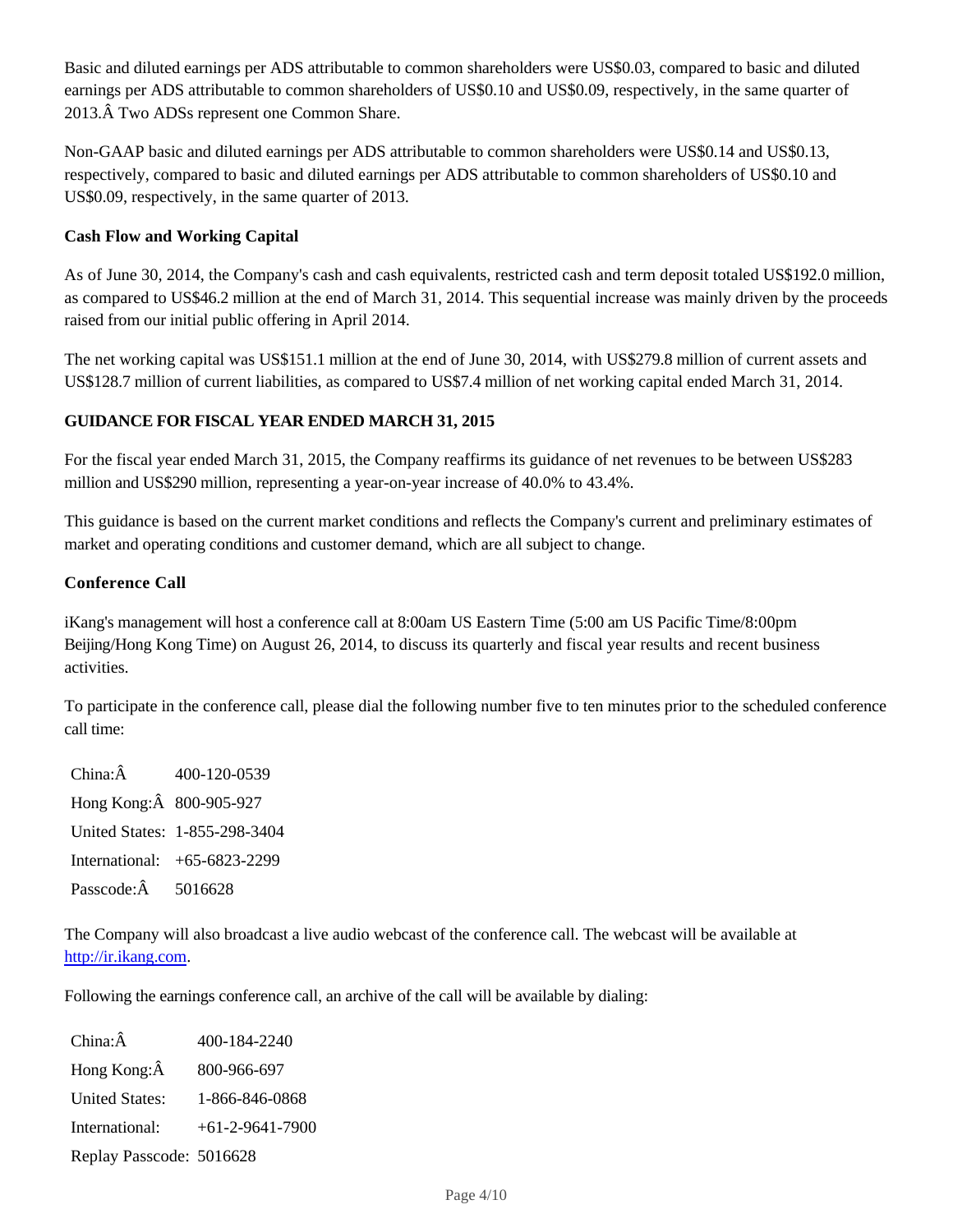Basic and diluted earnings per ADS attributable to common shareholders were US$0.03, compared to basic and diluted earnings per ADS attributable to common shareholders of US$0.10 and US$0.09, respectively, in the same quarter of 2013.Â Two ADSs represent one Common Share.

Non-GAAP basic and diluted earnings per ADS attributable to common shareholders were US$0.14 and US$0.13, respectively, compared to basic and diluted earnings per ADS attributable to common shareholders of US$0.10 and US$0.09, respectively, in the same quarter of 2013.

**Cash Flow and Working Capital**

As of June 30, 2014, the Company's cash and cash equivalents, restricted cash and term deposit totaled US$192.0 million, as compared to US$46.2 million at the end of March 31, 2014. This sequential increase was mainly driven by the proceeds raised from our initial public offering in April 2014.

The net working capital was US$151.1 million at the end of June 30, 2014, with US$279.8 million of current assets and US$128.7 million of current liabilities, as compared to US$7.4 million of net working capital ended March 31, 2014.

**GUIDANCE FOR FISCAL YEAR ENDED MARCH 31, 2015**

For the fiscal year ended March 31, 2015, the Company reaffirms its guidance of net revenues to be between US$283 million and US$290 million, representing a year-on-year increase of 40.0% to 43.4%.

This guidance is based on the current market conditions and reflects the Company's current and preliminary estimates of market and operating conditions and customer demand, which are all subject to change.

**Conference Call**

iKang's management will host a conference call at 8:00am US Eastern Time (5:00 am US Pacific Time/8:00pm Beijing/Hong Kong Time) on August 26, 2014, to discuss its quarterly and fiscal year results and recent business activities.

To participate in the conference call, please dial the following number five to ten minutes prior to the scheduled conference call time:

| | |
|---|---|
| China:Â | 400-120-0539 |
| Hong Kong:Â | 800-905-927 |
| United States: | 1-855-298-3404 |
| International: | +65-6823-2299 |
| Passcode:Â | 5016628 |

The Company will also broadcast a live audio webcast of the conference call. The webcast will be available at http://ir.ikang.com.

Following the earnings conference call, an archive of the call will be available by dialing:

| | |
|---|---|
| China:Â | 400-184-2240 |
| Hong Kong:Â | 800-966-697 |
| United States: | 1-866-846-0868 |
| International: | +61-2-9641-7900 |
| Replay Passcode: | 5016628 |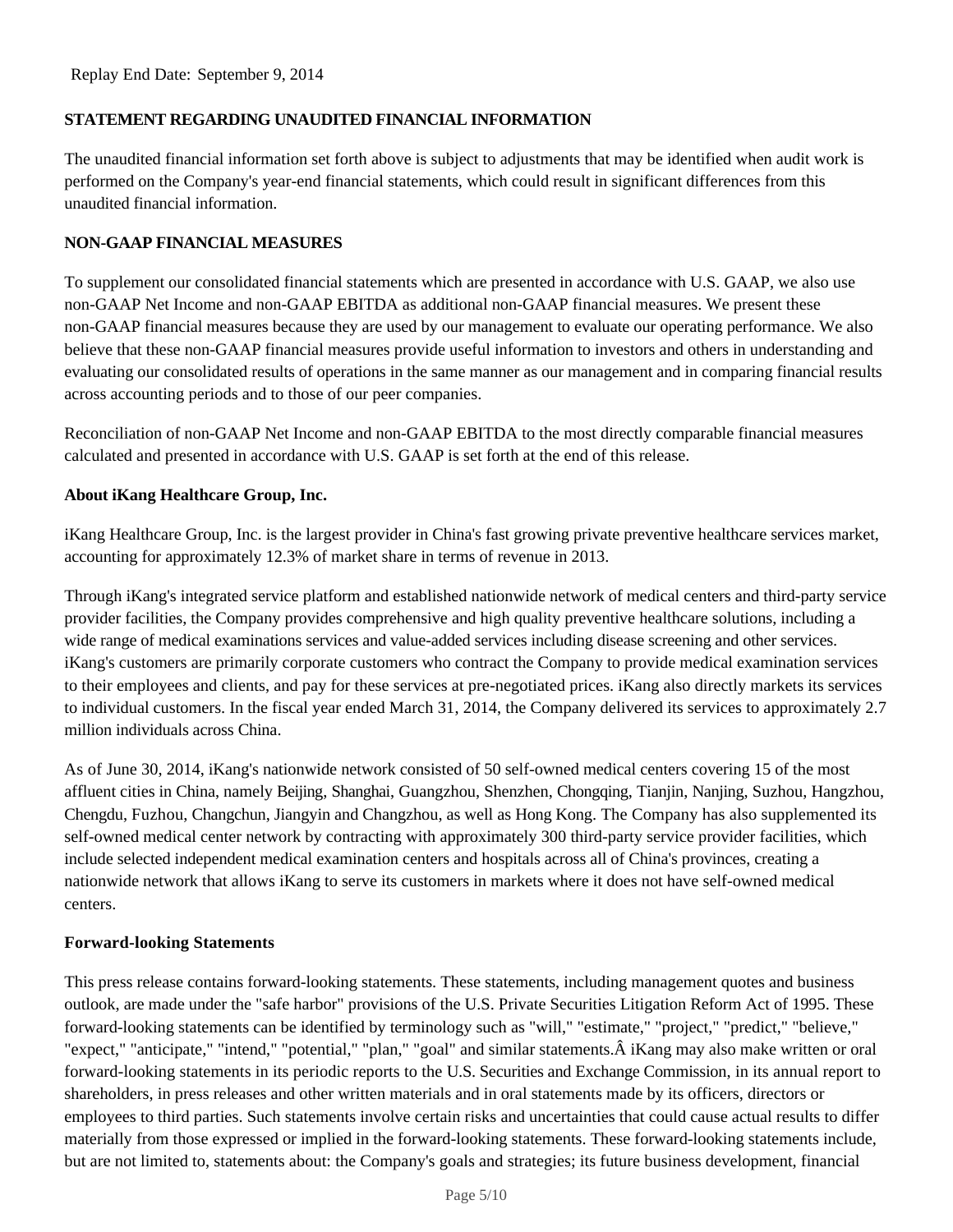Replay End Date: September 9, 2014

**STATEMENT REGARDING UNAUDITED FINANCIAL INFORMATION**

The unaudited financial information set forth above is subject to adjustments that may be identified when audit work is performed on the Company's year-end financial statements, which could result in significant differences from this unaudited financial information.

**NON-GAAP FINANCIAL MEASURES**

To supplement our consolidated financial statements which are presented in accordance with U.S. GAAP, we also use non-GAAP Net Income and non-GAAP EBITDA as additional non-GAAP financial measures. We present these non-GAAP financial measures because they are used by our management to evaluate our operating performance. We also believe that these non-GAAP financial measures provide useful information to investors and others in understanding and evaluating our consolidated results of operations in the same manner as our management and in comparing financial results across accounting periods and to those of our peer companies.

Reconciliation of non-GAAP Net Income and non-GAAP EBITDA to the most directly comparable financial measures calculated and presented in accordance with U.S. GAAP is set forth at the end of this release.

**About iKang Healthcare Group, Inc.**

iKang Healthcare Group, Inc. is the largest provider in China's fast growing private preventive healthcare services market, accounting for approximately 12.3% of market share in terms of revenue in 2013.

Through iKang's integrated service platform and established nationwide network of medical centers and third-party service provider facilities, the Company provides comprehensive and high quality preventive healthcare solutions, including a wide range of medical examinations services and value-added services including disease screening and other services. iKang's customers are primarily corporate customers who contract the Company to provide medical examination services to their employees and clients, and pay for these services at pre-negotiated prices. iKang also directly markets its services to individual customers. In the fiscal year ended March 31, 2014, the Company delivered its services to approximately 2.7 million individuals across China.

As of June 30, 2014, iKang's nationwide network consisted of 50 self-owned medical centers covering 15 of the most affluent cities in China, namely Beijing, Shanghai, Guangzhou, Shenzhen, Chongqing, Tianjin, Nanjing, Suzhou, Hangzhou, Chengdu, Fuzhou, Changchun, Jiangyin and Changzhou, as well as Hong Kong. The Company has also supplemented its self-owned medical center network by contracting with approximately 300 third-party service provider facilities, which include selected independent medical examination centers and hospitals across all of China's provinces, creating a nationwide network that allows iKang to serve its customers in markets where it does not have self-owned medical centers.

**Forward-looking Statements**

This press release contains forward-looking statements. These statements, including management quotes and business outlook, are made under the "safe harbor" provisions of the U.S. Private Securities Litigation Reform Act of 1995. These forward-looking statements can be identified by terminology such as "will," "estimate," "project," "predict," "believe," "expect," "anticipate," "intend," "potential," "plan," "goal" and similar statements.Â iKang may also make written or oral forward-looking statements in its periodic reports to the U.S. Securities and Exchange Commission, in its annual report to shareholders, in press releases and other written materials and in oral statements made by its officers, directors or employees to third parties. Such statements involve certain risks and uncertainties that could cause actual results to differ materially from those expressed or implied in the forward-looking statements. These forward-looking statements include, but are not limited to, statements about: the Company's goals and strategies; its future business development, financial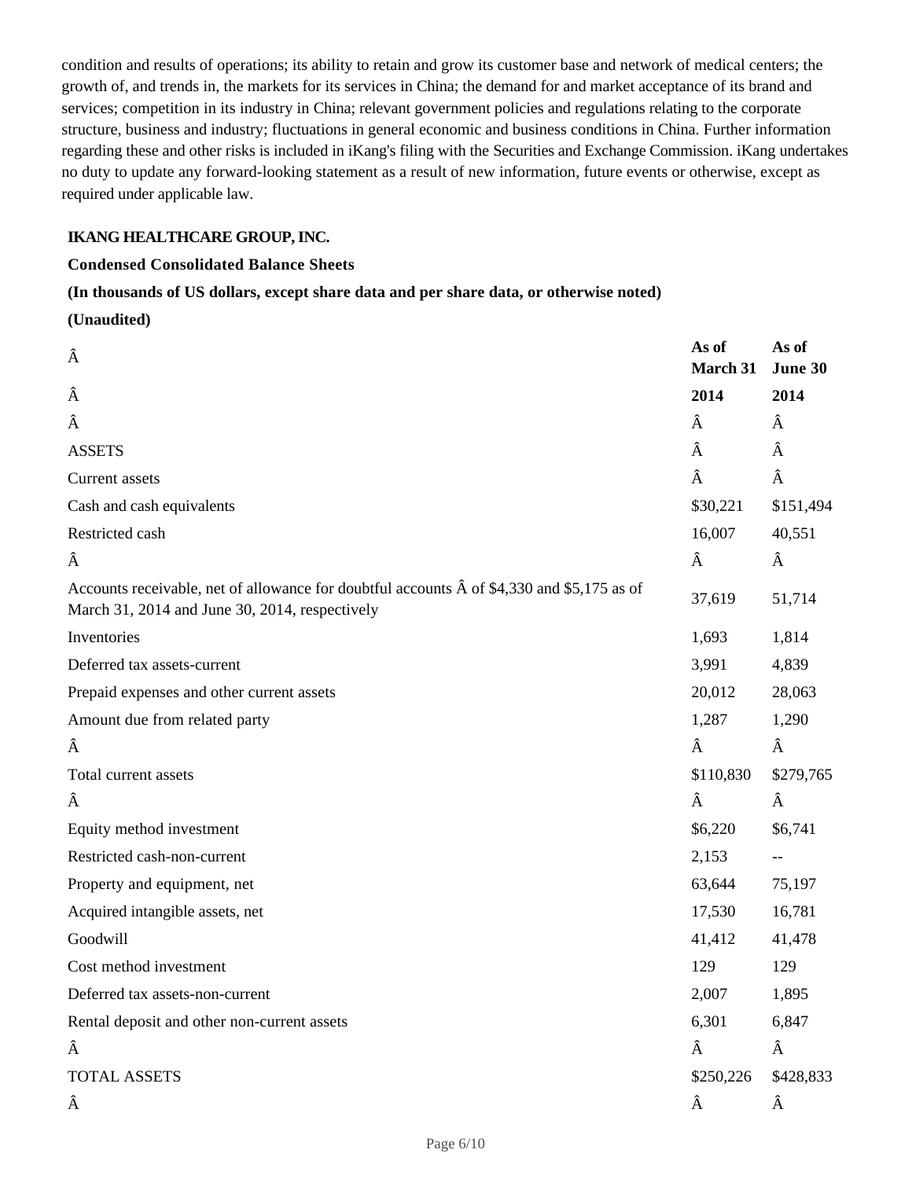condition and results of operations; its ability to retain and grow its customer base and network of medical centers; the growth of, and trends in, the markets for its services in China; the demand for and market acceptance of its brand and services; competition in its industry in China; relevant government policies and regulations relating to the corporate structure, business and industry; fluctuations in general economic and business conditions in China. Further information regarding these and other risks is included in iKang's filing with the Securities and Exchange Commission. iKang undertakes no duty to update any forward-looking statement as a result of new information, future events or otherwise, except as required under applicable law.

**IKANG HEALTHCARE GROUP, INC.**

**Condensed Consolidated Balance Sheets**

**(In thousands of US dollars, except share data and per share data, or otherwise noted)**

**(Unaudited)**

| Â | As of March 31 | As of June 30 |
|---|---|---|
| Â | 2014 | 2014 |
| Â | Â | Â |
| ASSETS | Â | Â |
| Current assets | Â | Â |
| Cash and cash equivalents | $30,221 | $151,494 |
| Restricted cash | 16,007 | 40,551 |
| Â | Â | Â |
| Accounts receivable, net of allowance for doubtful accounts Â of $4,330 and $5,175 as of March 31, 2014 and June 30, 2014, respectively | 37,619 | 51,714 |
| Inventories | 1,693 | 1,814 |
| Deferred tax assets-current | 3,991 | 4,839 |
| Prepaid expenses and other current assets | 20,012 | 28,063 |
| Amount due from related party | 1,287 | 1,290 |
| Â | Â | Â |
| Total current assets | $110,830 | $279,765 |
| Â | Â | Â |
| Equity method investment | $6,220 | $6,741 |
| Restricted cash-non-current | 2,153 | -- |
| Property and equipment, net | 63,644 | 75,197 |
| Acquired intangible assets, net | 17,530 | 16,781 |
| Goodwill | 41,412 | 41,478 |
| Cost method investment | 129 | 129 |
| Deferred tax assets-non-current | 2,007 | 1,895 |
| Rental deposit and other non-current assets | 6,301 | 6,847 |
| Â | Â | Â |
| TOTAL ASSETS | $250,226 | $428,833 |
| Â | Â | Â |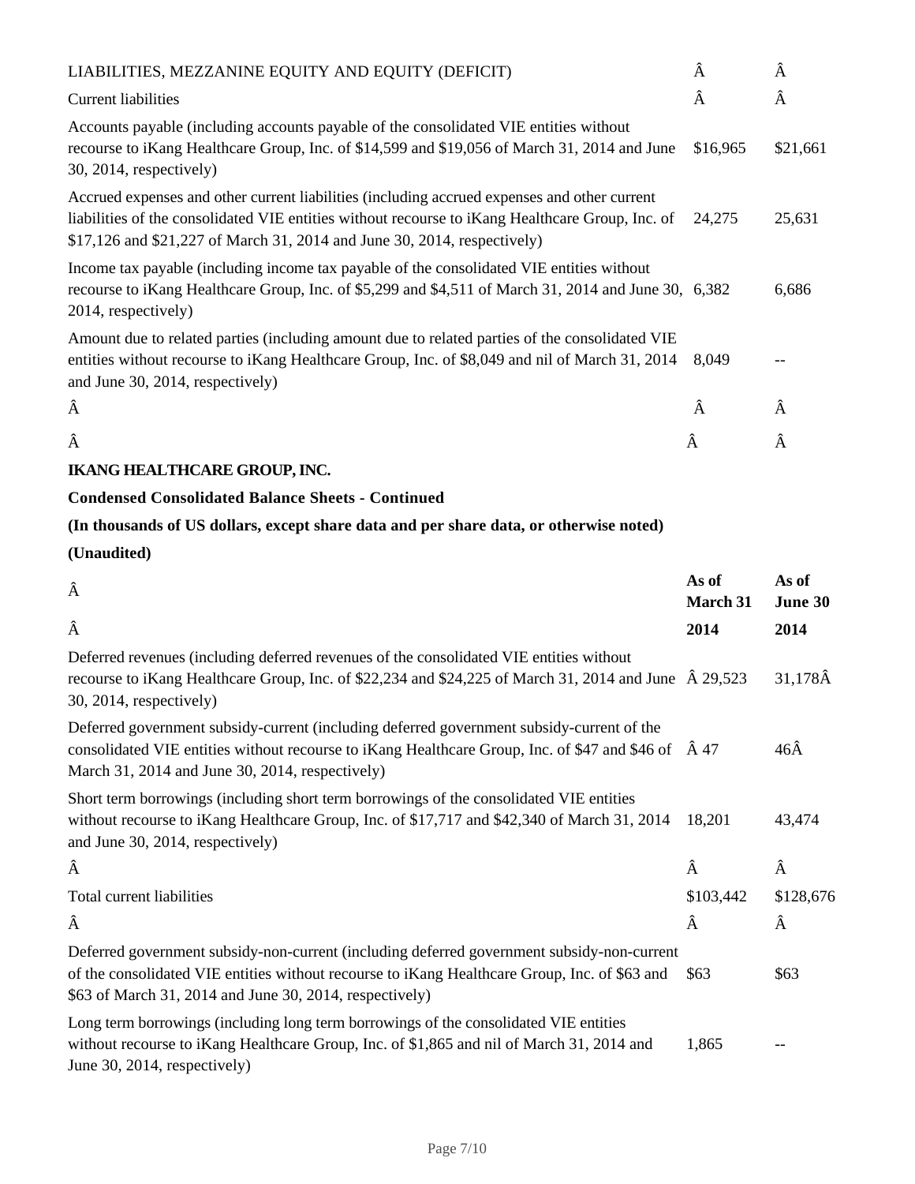| LIABILITIES, MEZZANINE EQUITY AND EQUITY (DEFICIT) | | |
|---|---|---|
| Current liabilities | | |
| Accounts payable (including accounts payable of the consolidated VIE entities without recourse to iKang Healthcare Group, Inc. of $14,599 and $19,056 of March 31, 2014 and June 30, 2014, respectively) | $16,965 | $21,661 |
| Accrued expenses and other current liabilities (including accrued expenses and other current liabilities of the consolidated VIE entities without recourse to iKang Healthcare Group, Inc. of $17,126 and $21,227 of March 31, 2014 and June 30, 2014, respectively) | 24,275 | 25,631 |
| Income tax payable (including income tax payable of the consolidated VIE entities without recourse to iKang Healthcare Group, Inc. of $5,299 and $4,511 of March 31, 2014 and June 30, 2014, respectively) | 6,382 | 6,686 |
| Amount due to related parties (including amount due to related parties of the consolidated VIE entities without recourse to iKang Healthcare Group, Inc. of $8,049 and nil of March 31, 2014 and June 30, 2014, respectively) | 8,049 | -- |

**IKANG HEALTHCARE GROUP, INC.**

**Condensed Consolidated Balance Sheets - Continued**

**(In thousands of US dollars, except share data and per share data, or otherwise noted)**

**(Unaudited)**

| | As of March 31 2014 | As of June 30 2014 |
|---|---|---|
| Deferred revenues (including deferred revenues of the consolidated VIE entities without recourse to iKang Healthcare Group, Inc. of $22,234 and $24,225 of March 31, 2014 and June 30, 2014, respectively) | 29,523 | 31,178 |
| Deferred government subsidy-current (including deferred government subsidy-current of the consolidated VIE entities without recourse to iKang Healthcare Group, Inc. of $47 and $46 of March 31, 2014 and June 30, 2014, respectively) | 47 | 46 |
| Short term borrowings (including short term borrowings of the consolidated VIE entities without recourse to iKang Healthcare Group, Inc. of $17,717 and $42,340 of March 31, 2014 and June 30, 2014, respectively) | 18,201 | 43,474 |
| Total current liabilities | $103,442 | $128,676 |
| Deferred government subsidy-non-current (including deferred government subsidy-non-current of the consolidated VIE entities without recourse to iKang Healthcare Group, Inc. of $63 and $63 of March 31, 2014 and June 30, 2014, respectively) | $63 | $63 |
| Long term borrowings (including long term borrowings of the consolidated VIE entities without recourse to iKang Healthcare Group, Inc. of $1,865 and nil of March 31, 2014 and June 30, 2014, respectively) | 1,865 | -- |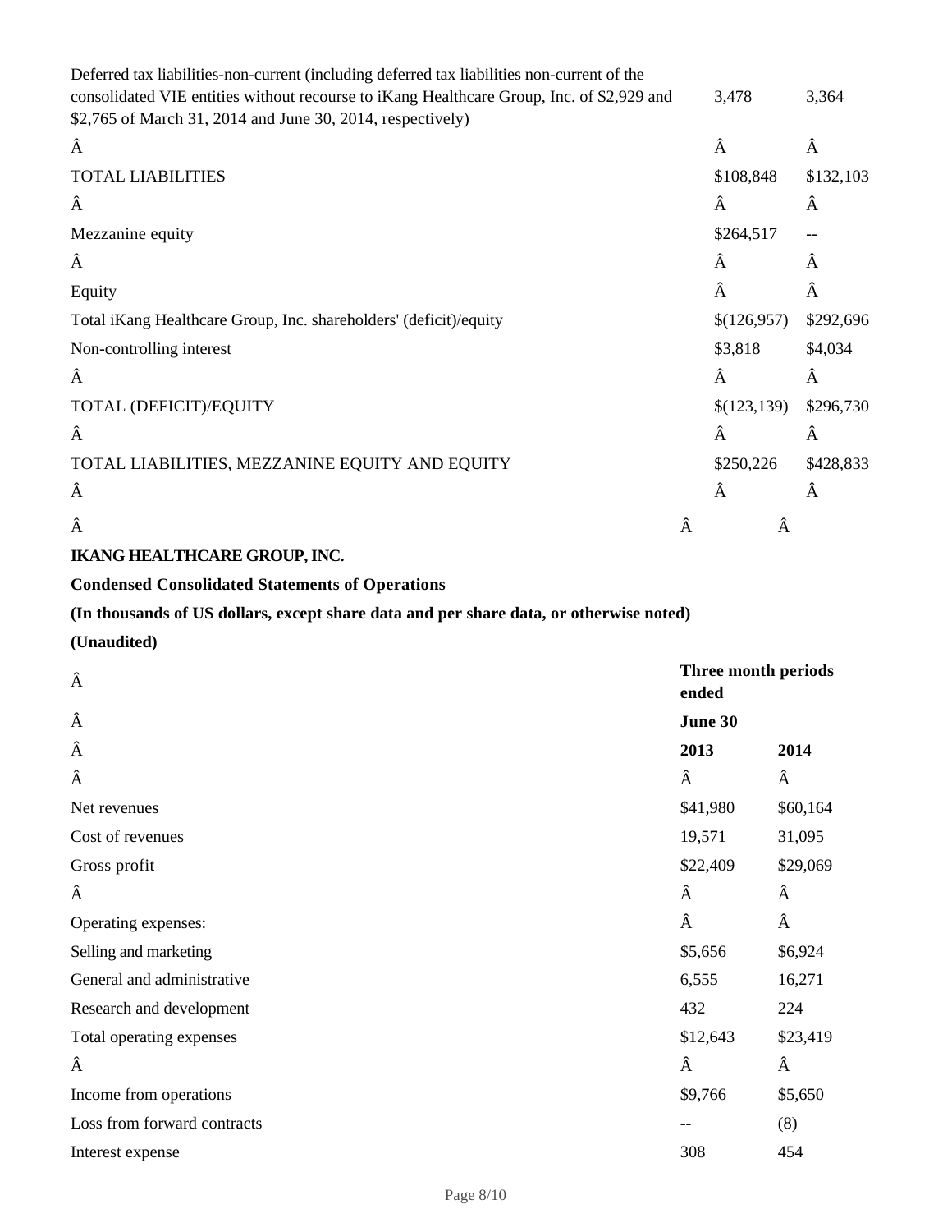| | | |
|---|---|---|
| Deferred tax liabilities-non-current (including deferred tax liabilities non-current of the consolidated VIE entities without recourse to iKang Healthcare Group, Inc. of $2,929 and $2,765 of March 31, 2014 and June 30, 2014, respectively) | 3,478 | 3,364 |
| | | |
| TOTAL LIABILITIES | $108,848 | $132,103 |
| | | |
| Mezzanine equity | $264,517 | -- |
| | | |
| Equity | | |
| Total iKang Healthcare Group, Inc. shareholders' (deficit)/equity | $(126,957) | $292,696 |
| Non-controlling interest | $3,818 | $4,034 |
| | | |
| TOTAL (DEFICIT)/EQUITY | $(123,139) | $296,730 |
| | | |
| TOTAL LIABILITIES, MEZZANINE EQUITY AND EQUITY | $250,226 | $428,833 |

**IKANG HEALTHCARE GROUP, INC.**

**Condensed Consolidated Statements of Operations**

**(In thousands of US dollars, except share data and per share data, or otherwise noted)**

**(Unaudited)**

| | **Three month periods ended** | |
|---|---|---|
| | **June 30** | |
| | **2013** | **2014** |
| | | |
| Net revenues | $41,980 | $60,164 |
| Cost of revenues | 19,571 | 31,095 |
| Gross profit | $22,409 | $29,069 |
| | | |
| Operating expenses: | | |
| Selling and marketing | $5,656 | $6,924 |
| General and administrative | 6,555 | 16,271 |
| Research and development | 432 | 224 |
| Total operating expenses | $12,643 | $23,419 |
| | | |
| Income from operations | $9,766 | $5,650 |
| Loss from forward contracts | -- | (8) |
| Interest expense | 308 | 454 |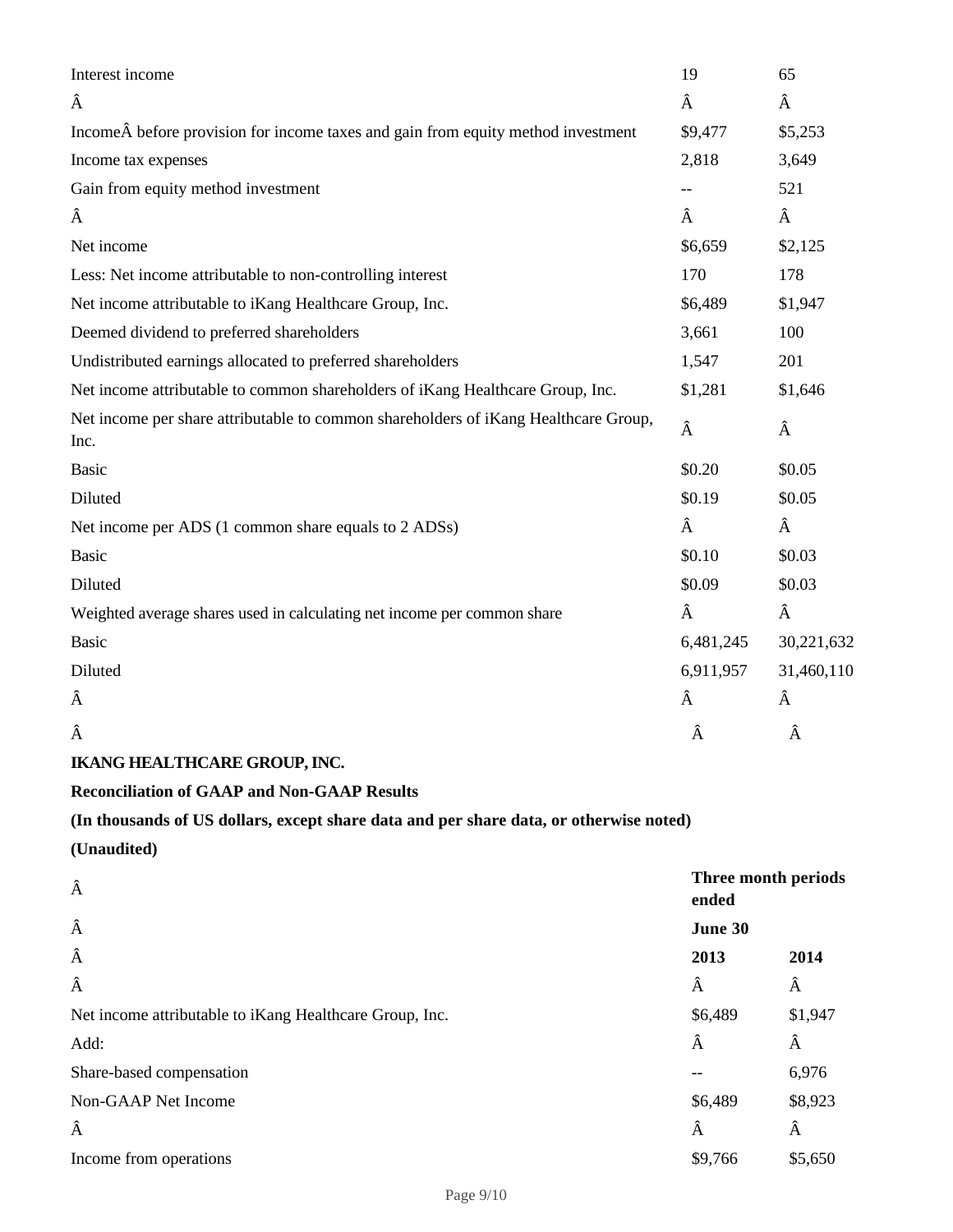| | | |
|---|---|---|
| Interest income | 19 | 65 |
| | | |
| Income before provision for income taxes and gain from equity method investment | $9,477 | $5,253 |
| Income tax expenses | 2,818 | 3,649 |
| Gain from equity method investment | -- | 521 |
| | | |
| Net income | $6,659 | $2,125 |
| Less: Net income attributable to non-controlling interest | 170 | 178 |
| Net income attributable to iKang Healthcare Group, Inc. | $6,489 | $1,947 |
| Deemed dividend to preferred shareholders | 3,661 | 100 |
| Undistributed earnings allocated to preferred shareholders | 1,547 | 201 |
| Net income attributable to common shareholders of iKang Healthcare Group, Inc. | $1,281 | $1,646 |
| Net income per share attributable to common shareholders of iKang Healthcare Group, Inc. | | |
| Basic | $0.20 | $0.05 |
| Diluted | $0.19 | $0.05 |
| Net income per ADS (1 common share equals to 2 ADSs) | | |
| Basic | $0.10 | $0.03 |
| Diluted | $0.09 | $0.03 |
| Weighted average shares used in calculating net income per common share | | |
| Basic | 6,481,245 | 30,221,632 |
| Diluted | 6,911,957 | 31,460,110 |

**IKANG HEALTHCARE GROUP, INC.**

**Reconciliation of GAAP and Non-GAAP Results**

**(In thousands of US dollars, except share data and per share data, or otherwise noted)**

**(Unaudited)**

| | Three month periods ended | |
|---|---|---|
| | June 30 | |
| | 2013 | 2014 |
| | | |
| Net income attributable to iKang Healthcare Group, Inc. | $6,489 | $1,947 |
| Add: | | |
| Share-based compensation | -- | 6,976 |
| Non-GAAP Net Income | $6,489 | $8,923 |
| | | |
| Income from operations | $9,766 | $5,650 |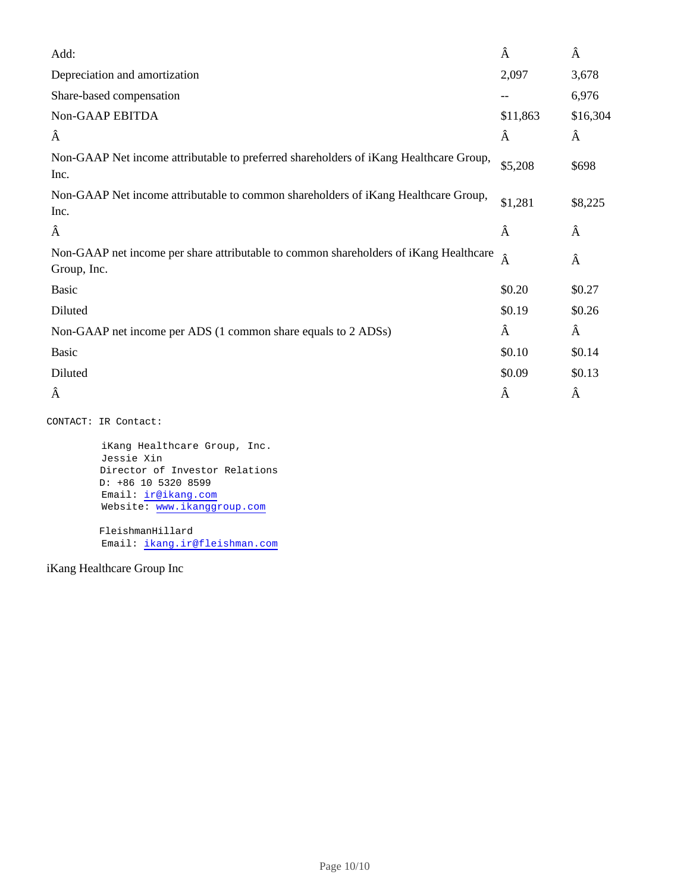| | | |
|---|---|---|
| Add: | | |
| Depreciation and amortization | 2,097 | 3,678 |
| Share-based compensation | -- | 6,976 |
| Non-GAAP EBITDA | $11,863 | $16,304 |
| | | |
| Non-GAAP Net income attributable to preferred shareholders of iKang Healthcare Group, Inc. | $5,208 | $698 |
| Non-GAAP Net income attributable to common shareholders of iKang Healthcare Group, Inc. | $1,281 | $8,225 |
| | | |
| Non-GAAP net income per share attributable to common shareholders of iKang Healthcare Group, Inc. | | |
| Basic | $0.20 | $0.27 |
| Diluted | $0.19 | $0.26 |
| Non-GAAP net income per ADS (1 common share equals to 2 ADSs) | | |
| Basic | $0.10 | $0.14 |
| Diluted | $0.09 | $0.13 |

CONTACT: IR Contact:

iKang Healthcare Group, Inc.
Jessie Xin
Director of Investor Relations
D: +86 10 5320 8599
Email: ir@ikang.com
Website: www.ikanggroup.com

FleishmanHillard
Email: ikang.ir@fleishman.com

iKang Healthcare Group Inc